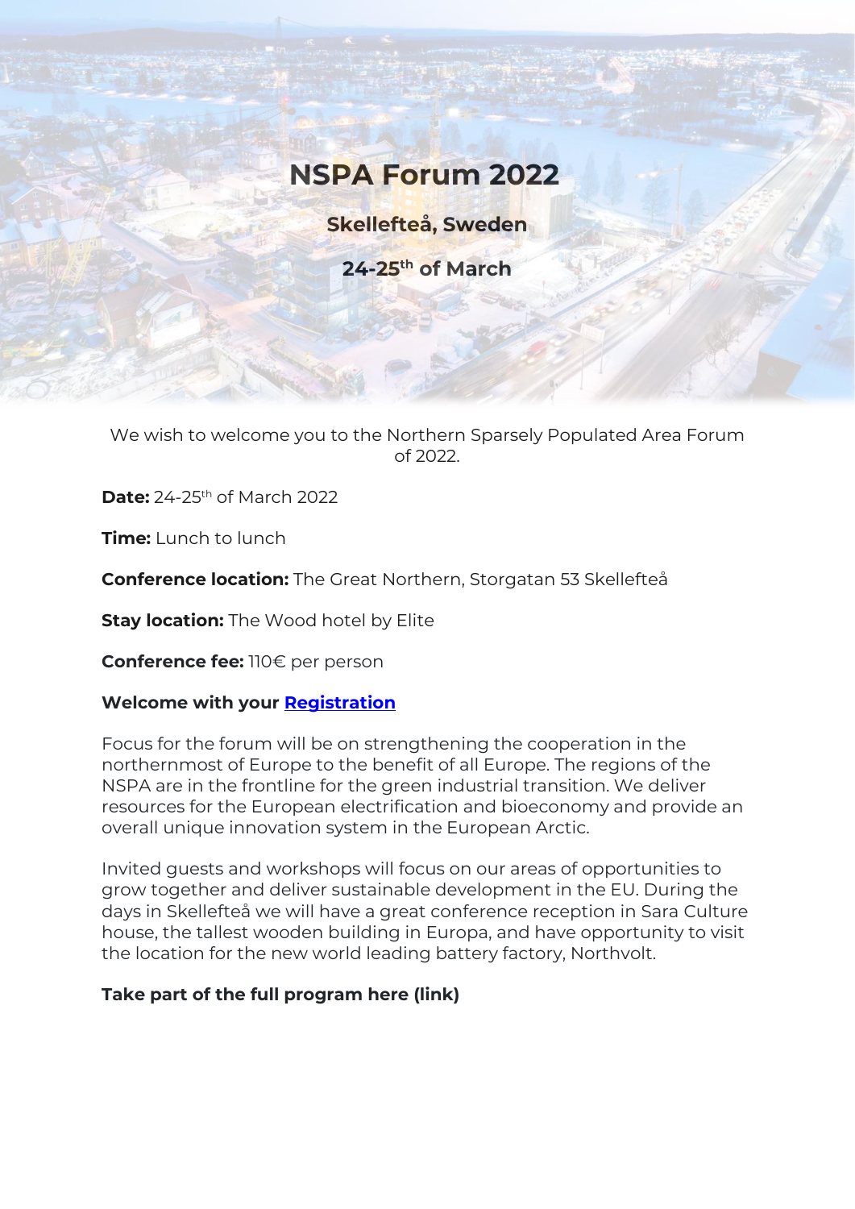# NSPA Forum 2022

## Skellefteå, Sweden

## 24-25th of March

We wish to welcome you to the Northern Sparsely Populated Area Forum of 2022.

**Date:** 24-25th of March 2022

**Time:** Lunch to lunch

**Conference location:** The Great Northern, Storgatan 53 Skellefteå

**Stay location:** The Wood hotel by Elite

**Conference fee:** 110€ per person

**Welcome with your Registration**

Focus for the forum will be on strengthening the cooperation in the northernmost of Europe to the benefit of all Europe. The regions of the NSPA are in the frontline for the green industrial transition. We deliver resources for the European electrification and bioeconomy and provide an overall unique innovation system in the European Arctic.

Invited guests and workshops will focus on our areas of opportunities to grow together and deliver sustainable development in the EU. During the days in Skellefteå we will have a great conference reception in Sara Culture house, the tallest wooden building in Europa, and have opportunity to visit the location for the new world leading battery factory, Northvolt.

**Take part of the full program here (link)**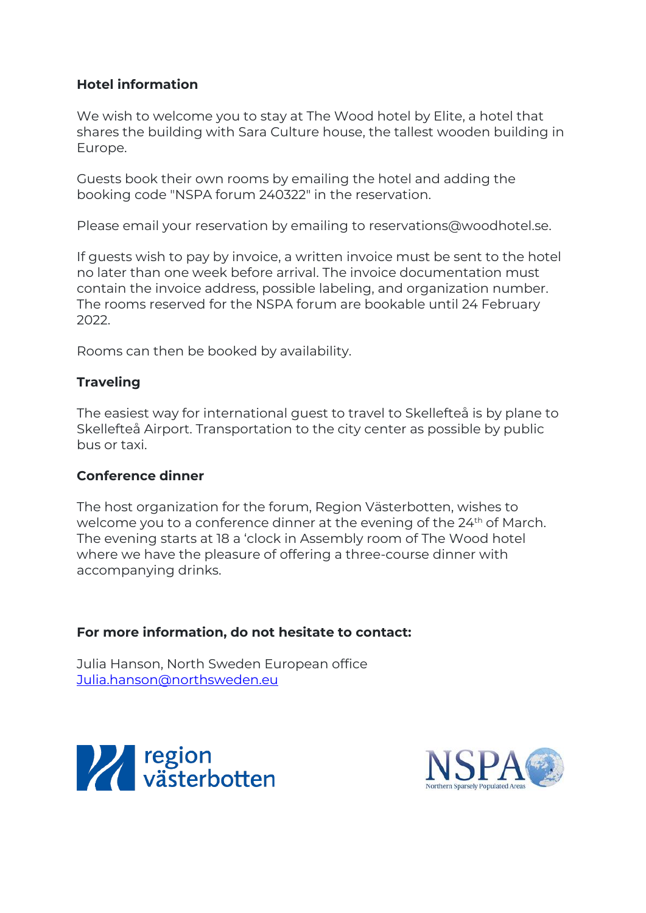**Hotel information**

We wish to welcome you to stay at The Wood hotel by Elite, a hotel that shares the building with Sara Culture house, the tallest wooden building in Europe.

Guests book their own rooms by emailing the hotel and adding the booking code "NSPA forum 240322" in the reservation.

Please email your reservation by emailing to reservations@woodhotel.se.

If guests wish to pay by invoice, a written invoice must be sent to the hotel no later than one week before arrival. The invoice documentation must contain the invoice address, possible labeling, and organization number. The rooms reserved for the NSPA forum are bookable until 24 February 2022.

Rooms can then be booked by availability.

**Traveling**

The easiest way for international guest to travel to Skellefteå is by plane to Skellefteå Airport. Transportation to the city center as possible by public bus or taxi.

**Conference dinner**

The host organization for the forum, Region Västerbotten, wishes to welcome you to a conference dinner at the evening of the 24th of March. The evening starts at 18 a 'clock in Assembly room of The Wood hotel where we have the pleasure of offering a three-course dinner with accompanying drinks.

**For more information, do not hesitate to contact:**

Julia Hanson, North Sweden European office
Julia.hanson@northsweden.eu

region västerbotten

NSPA Northern Sparsely Populated Areas